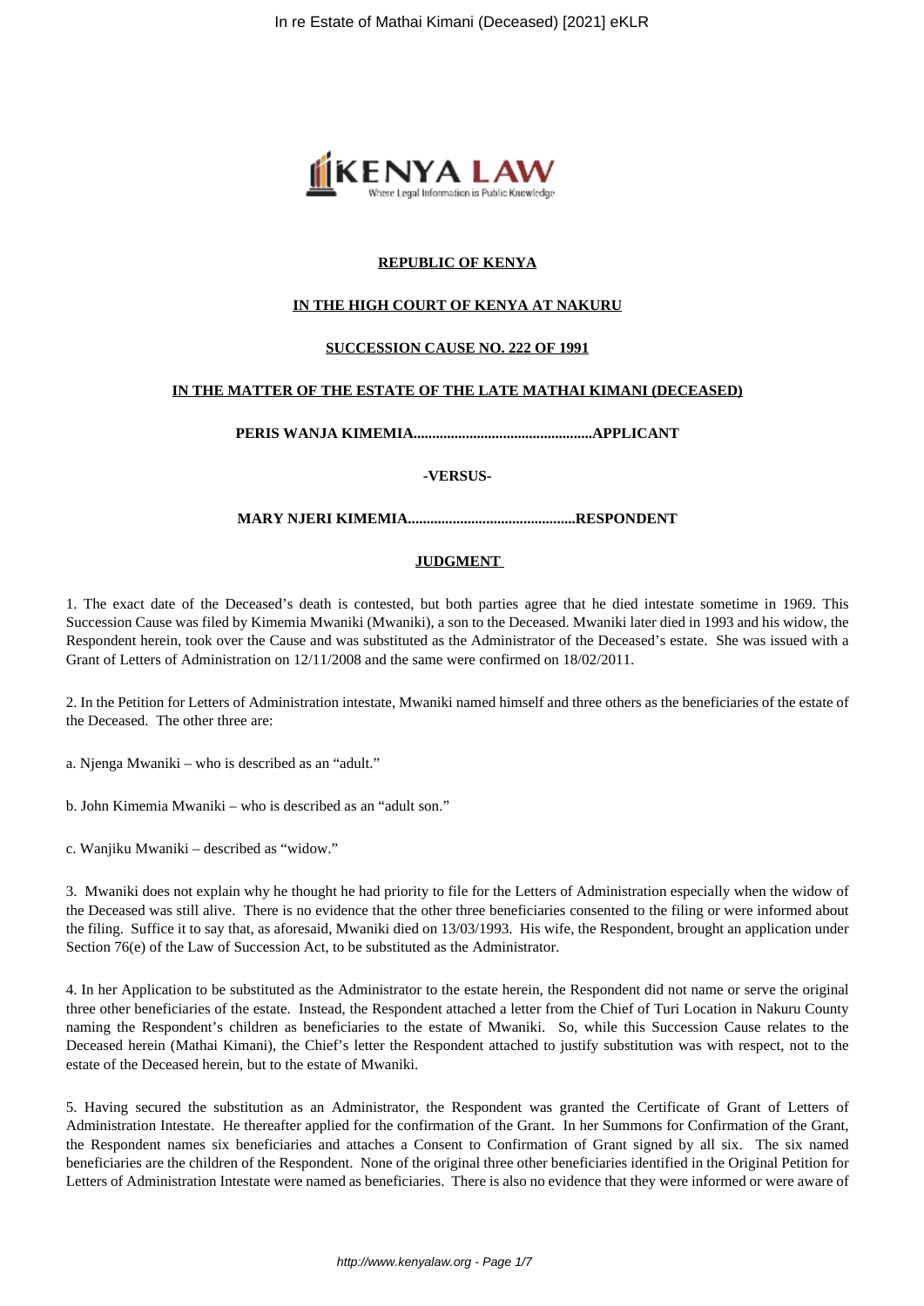**REPUBLIC OF KENYA**

**IN THE HIGH COURT OF KENYA AT NAKURU**

**SUCCESSION CAUSE NO. 222 OF 1991**

**IN THE MATTER OF THE ESTATE OF THE LATE MATHAI KIMANI (DECEASED)**

**PERIS WANJA KIMEMIA...............................................APPLICANT**

**-VERSUS-**

**MARY NJERI KIMEMIA............................................RESPONDENT**

**JUDGMENT**

1. The exact date of the Deceased's death is contested, but both parties agree that he died intestate sometime in 1969. This Succession Cause was filed by Kimemia Mwaniki (Mwaniki), a son to the Deceased. Mwaniki later died in 1993 and his widow, the Respondent herein, took over the Cause and was substituted as the Administrator of the Deceased's estate. She was issued with a Grant of Letters of Administration on 12/11/2008 and the same were confirmed on 18/02/2011.

2. In the Petition for Letters of Administration intestate, Mwaniki named himself and three others as the beneficiaries of the estate of the Deceased. The other three are:

a. Njenga Mwaniki – who is described as an "adult."

b. John Kimemia Mwaniki – who is described as an "adult son."

c. Wanjiku Mwaniki – described as "widow."

3. Mwaniki does not explain why he thought he had priority to file for the Letters of Administration especially when the widow of the Deceased was still alive. There is no evidence that the other three beneficiaries consented to the filing or were informed about the filing. Suffice it to say that, as aforesaid, Mwaniki died on 13/03/1993. His wife, the Respondent, brought an application under Section 76(e) of the Law of Succession Act, to be substituted as the Administrator.

4. In her Application to be substituted as the Administrator to the estate herein, the Respondent did not name or serve the original three other beneficiaries of the estate. Instead, the Respondent attached a letter from the Chief of Turi Location in Nakuru County naming the Respondent's children as beneficiaries to the estate of Mwaniki. So, while this Succession Cause relates to the Deceased herein (Mathai Kimani), the Chief's letter the Respondent attached to justify substitution was with respect, not to the estate of the Deceased herein, but to the estate of Mwaniki.

5. Having secured the substitution as an Administrator, the Respondent was granted the Certificate of Grant of Letters of Administration Intestate. He thereafter applied for the confirmation of the Grant. In her Summons for Confirmation of the Grant, the Respondent names six beneficiaries and attaches a Consent to Confirmation of Grant signed by all six. The six named beneficiaries are the children of the Respondent. None of the original three other beneficiaries identified in the Original Petition for Letters of Administration Intestate were named as beneficiaries. There is also no evidence that they were informed or were aware of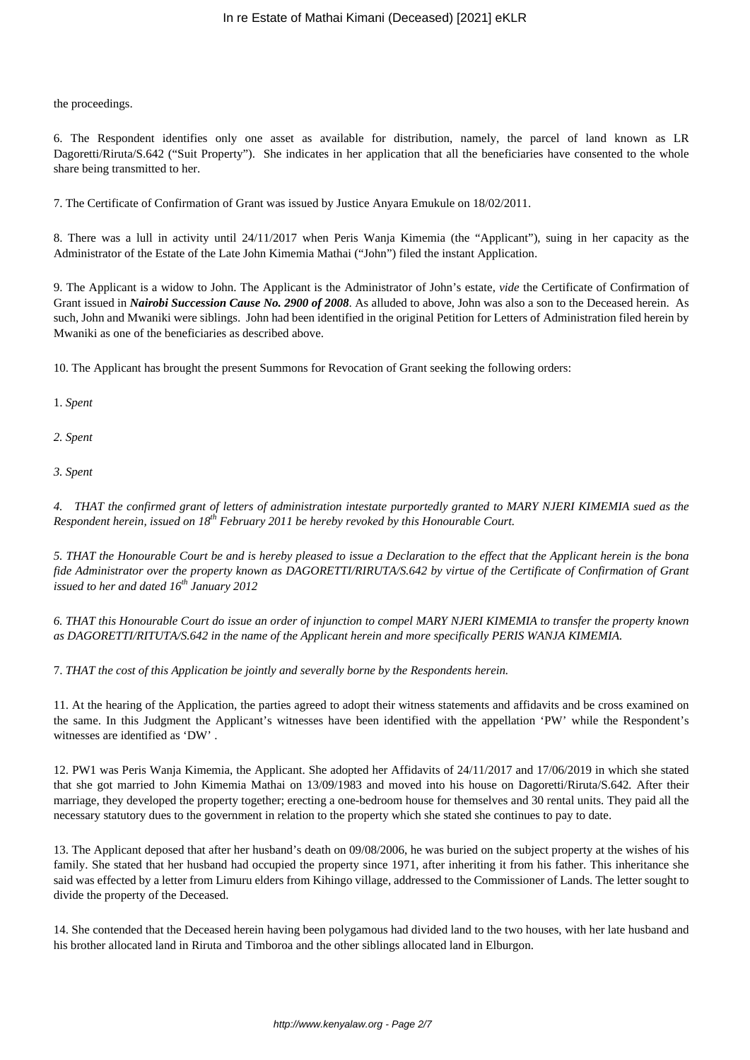the proceedings.

6. The Respondent identifies only one asset as available for distribution, namely, the parcel of land known as LR Dagoretti/Riruta/S.642 ("Suit Property"). She indicates in her application that all the beneficiaries have consented to the whole share being transmitted to her.

7. The Certificate of Confirmation of Grant was issued by Justice Anyara Emukule on 18/02/2011.

8. There was a lull in activity until 24/11/2017 when Peris Wanja Kimemia (the "Applicant"), suing in her capacity as the Administrator of the Estate of the Late John Kimemia Mathai ("John") filed the instant Application.

9. The Applicant is a widow to John. The Applicant is the Administrator of John's estate, *vide* the Certificate of Confirmation of Grant issued in ***Nairobi Succession Cause No. 2900 of 2008***. As alluded to above, John was also a son to the Deceased herein. As such, John and Mwaniki were siblings. John had been identified in the original Petition for Letters of Administration filed herein by Mwaniki as one of the beneficiaries as described above.

10. The Applicant has brought the present Summons for Revocation of Grant seeking the following orders:

1. *Spent*

*2. Spent*

*3. Spent*

*4. THAT the confirmed grant of letters of administration intestate purportedly granted to MARY NJERI KIMEMIA sued as the Respondent herein, issued on 18th February 2011 be hereby revoked by this Honourable Court.*

*5. THAT the Honourable Court be and is hereby pleased to issue a Declaration to the effect that the Applicant herein is the bona fide Administrator over the property known as DAGORETTI/RIRUTA/S.642 by virtue of the Certificate of Confirmation of Grant issued to her and dated 16th January 2012*

*6. THAT this Honourable Court do issue an order of injunction to compel MARY NJERI KIMEMIA to transfer the property known as DAGORETTI/RITUTA/S.642 in the name of the Applicant herein and more specifically PERIS WANJA KIMEMIA.*

7. *THAT the cost of this Application be jointly and severally borne by the Respondents herein.*

11. At the hearing of the Application, the parties agreed to adopt their witness statements and affidavits and be cross examined on the same. In this Judgment the Applicant's witnesses have been identified with the appellation 'PW' while the Respondent's witnesses are identified as 'DW' .

12. PW1 was Peris Wanja Kimemia, the Applicant. She adopted her Affidavits of 24/11/2017 and 17/06/2019 in which she stated that she got married to John Kimemia Mathai on 13/09/1983 and moved into his house on Dagoretti/Riruta/S.642. After their marriage, they developed the property together; erecting a one-bedroom house for themselves and 30 rental units. They paid all the necessary statutory dues to the government in relation to the property which she stated she continues to pay to date.

13. The Applicant deposed that after her husband's death on 09/08/2006, he was buried on the subject property at the wishes of his family. She stated that her husband had occupied the property since 1971, after inheriting it from his father. This inheritance she said was effected by a letter from Limuru elders from Kihingo village, addressed to the Commissioner of Lands. The letter sought to divide the property of the Deceased.

14. She contended that the Deceased herein having been polygamous had divided land to the two houses, with her late husband and his brother allocated land in Riruta and Timboroa and the other siblings allocated land in Elburgon.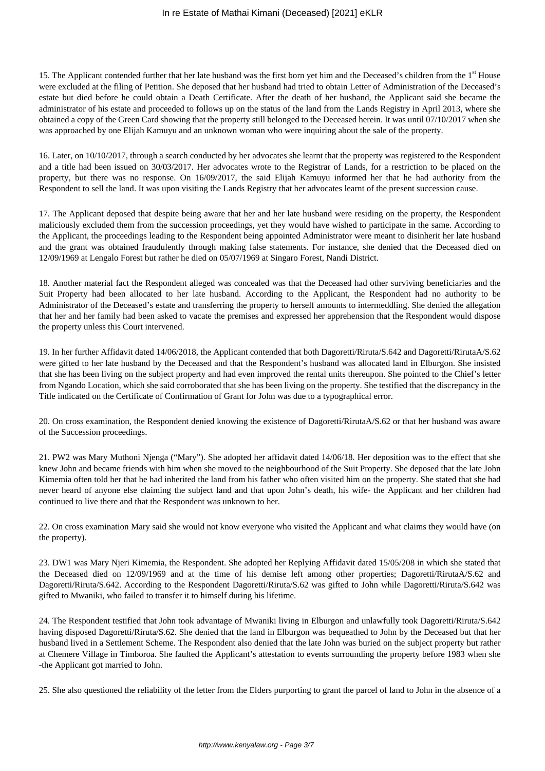15. The Applicant contended further that her late husband was the first born yet him and the Deceased's children from the 1st House were excluded at the filing of Petition. She deposed that her husband had tried to obtain Letter of Administration of the Deceased's estate but died before he could obtain a Death Certificate. After the death of her husband, the Applicant said she became the administrator of his estate and proceeded to follows up on the status of the land from the Lands Registry in April 2013, where she obtained a copy of the Green Card showing that the property still belonged to the Deceased herein. It was until 07/10/2017 when she was approached by one Elijah Kamuyu and an unknown woman who were inquiring about the sale of the property.

16. Later, on 10/10/2017, through a search conducted by her advocates she learnt that the property was registered to the Respondent and a title had been issued on 30/03/2017. Her advocates wrote to the Registrar of Lands, for a restriction to be placed on the property, but there was no response. On 16/09/2017, the said Elijah Kamuyu informed her that he had authority from the Respondent to sell the land. It was upon visiting the Lands Registry that her advocates learnt of the present succession cause.

17. The Applicant deposed that despite being aware that her and her late husband were residing on the property, the Respondent maliciously excluded them from the succession proceedings, yet they would have wished to participate in the same. According to the Applicant, the proceedings leading to the Respondent being appointed Administrator were meant to disinherit her late husband and the grant was obtained fraudulently through making false statements. For instance, she denied that the Deceased died on 12/09/1969 at Lengalo Forest but rather he died on 05/07/1969 at Singaro Forest, Nandi District.

18. Another material fact the Respondent alleged was concealed was that the Deceased had other surviving beneficiaries and the Suit Property had been allocated to her late husband. According to the Applicant, the Respondent had no authority to be Administrator of the Deceased's estate and transferring the property to herself amounts to intermeddling. She denied the allegation that her and her family had been asked to vacate the premises and expressed her apprehension that the Respondent would dispose the property unless this Court intervened.

19. In her further Affidavit dated 14/06/2018, the Applicant contended that both Dagoretti/Riruta/S.642 and Dagoretti/RirutaA/S.62 were gifted to her late husband by the Deceased and that the Respondent's husband was allocated land in Elburgon. She insisted that she has been living on the subject property and had even improved the rental units thereupon. She pointed to the Chief's letter from Ngando Location, which she said corroborated that she has been living on the property. She testified that the discrepancy in the Title indicated on the Certificate of Confirmation of Grant for John was due to a typographical error.

20. On cross examination, the Respondent denied knowing the existence of Dagoretti/RirutaA/S.62 or that her husband was aware of the Succession proceedings.

21. PW2 was Mary Muthoni Njenga ("Mary"). She adopted her affidavit dated 14/06/18. Her deposition was to the effect that she knew John and became friends with him when she moved to the neighbourhood of the Suit Property. She deposed that the late John Kimemia often told her that he had inherited the land from his father who often visited him on the property. She stated that she had never heard of anyone else claiming the subject land and that upon John's death, his wife- the Applicant and her children had continued to live there and that the Respondent was unknown to her.

22. On cross examination Mary said she would not know everyone who visited the Applicant and what claims they would have (on the property).

23. DW1 was Mary Njeri Kimemia, the Respondent. She adopted her Replying Affidavit dated 15/05/208 in which she stated that the Deceased died on 12/09/1969 and at the time of his demise left among other properties; Dagoretti/RirutaA/S.62 and Dagoretti/Riruta/S.642. According to the Respondent Dagoretti/Riruta/S.62 was gifted to John while Dagoretti/Riruta/S.642 was gifted to Mwaniki, who failed to transfer it to himself during his lifetime.

24. The Respondent testified that John took advantage of Mwaniki living in Elburgon and unlawfully took Dagoretti/Riruta/S.642 having disposed Dagoretti/Riruta/S.62. She denied that the land in Elburgon was bequeathed to John by the Deceased but that her husband lived in a Settlement Scheme. The Respondent also denied that the late John was buried on the subject property but rather at Chemere Village in Timboroa. She faulted the Applicant's attestation to events surrounding the property before 1983 when she -the Applicant got married to John.

25. She also questioned the reliability of the letter from the Elders purporting to grant the parcel of land to John in the absence of a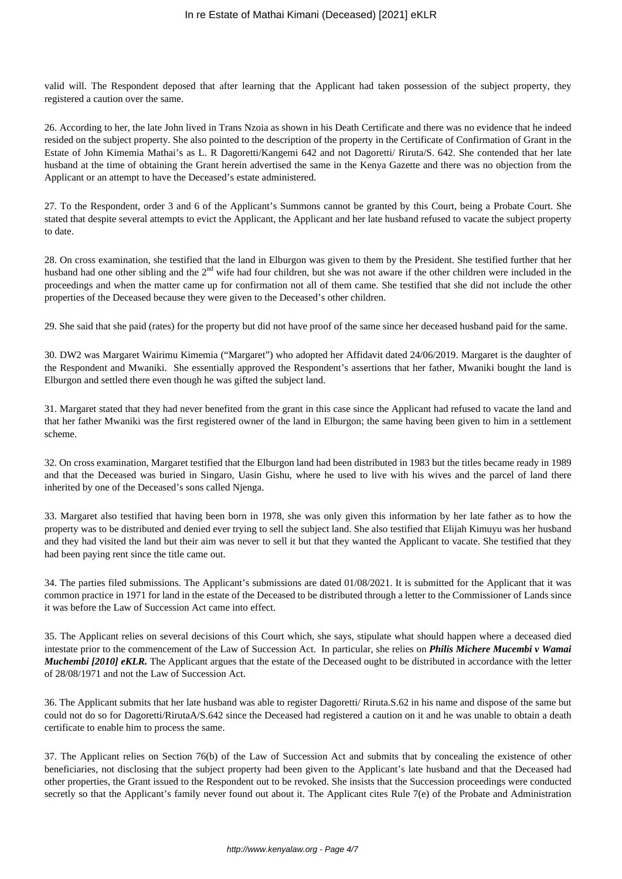valid will. The Respondent deposed that after learning that the Applicant had taken possession of the subject property, they registered a caution over the same.

26. According to her, the late John lived in Trans Nzoia as shown in his Death Certificate and there was no evidence that he indeed resided on the subject property. She also pointed to the description of the property in the Certificate of Confirmation of Grant in the Estate of John Kimemia Mathai's as L. R Dagoretti/Kangemi 642 and not Dagoretti/ Riruta/S. 642. She contended that her late husband at the time of obtaining the Grant herein advertised the same in the Kenya Gazette and there was no objection from the Applicant or an attempt to have the Deceased's estate administered.

27. To the Respondent, order 3 and 6 of the Applicant's Summons cannot be granted by this Court, being a Probate Court. She stated that despite several attempts to evict the Applicant, the Applicant and her late husband refused to vacate the subject property to date.

28. On cross examination, she testified that the land in Elburgon was given to them by the President. She testified further that her husband had one other sibling and the 2nd wife had four children, but she was not aware if the other children were included in the proceedings and when the matter came up for confirmation not all of them came. She testified that she did not include the other properties of the Deceased because they were given to the Deceased's other children.

29. She said that she paid (rates) for the property but did not have proof of the same since her deceased husband paid for the same.

30. DW2 was Margaret Wairimu Kimemia ("Margaret") who adopted her Affidavit dated 24/06/2019. Margaret is the daughter of the Respondent and Mwaniki. She essentially approved the Respondent's assertions that her father, Mwaniki bought the land is Elburgon and settled there even though he was gifted the subject land.

31. Margaret stated that they had never benefited from the grant in this case since the Applicant had refused to vacate the land and that her father Mwaniki was the first registered owner of the land in Elburgon; the same having been given to him in a settlement scheme.

32. On cross examination, Margaret testified that the Elburgon land had been distributed in 1983 but the titles became ready in 1989 and that the Deceased was buried in Singaro, Uasin Gishu, where he used to live with his wives and the parcel of land there inherited by one of the Deceased's sons called Njenga.

33. Margaret also testified that having been born in 1978, she was only given this information by her late father as to how the property was to be distributed and denied ever trying to sell the subject land. She also testified that Elijah Kimuyu was her husband and they had visited the land but their aim was never to sell it but that they wanted the Applicant to vacate. She testified that they had been paying rent since the title came out.

34. The parties filed submissions. The Applicant's submissions are dated 01/08/2021. It is submitted for the Applicant that it was common practice in 1971 for land in the estate of the Deceased to be distributed through a letter to the Commissioner of Lands since it was before the Law of Succession Act came into effect.

35. The Applicant relies on several decisions of this Court which, she says, stipulate what should happen where a deceased died intestate prior to the commencement of the Law of Succession Act. In particular, she relies on ***Philis Michere Mucembi v Wamai Muchembi [2010] eKLR.*** The Applicant argues that the estate of the Deceased ought to be distributed in accordance with the letter of 28/08/1971 and not the Law of Succession Act.

36. The Applicant submits that her late husband was able to register Dagoretti/ Riruta.S.62 in his name and dispose of the same but could not do so for Dagoretti/RirutaA/S.642 since the Deceased had registered a caution on it and he was unable to obtain a death certificate to enable him to process the same.

37. The Applicant relies on Section 76(b) of the Law of Succession Act and submits that by concealing the existence of other beneficiaries, not disclosing that the subject property had been given to the Applicant's late husband and that the Deceased had other properties, the Grant issued to the Respondent out to be revoked. She insists that the Succession proceedings were conducted secretly so that the Applicant's family never found out about it. The Applicant cites Rule 7(e) of the Probate and Administration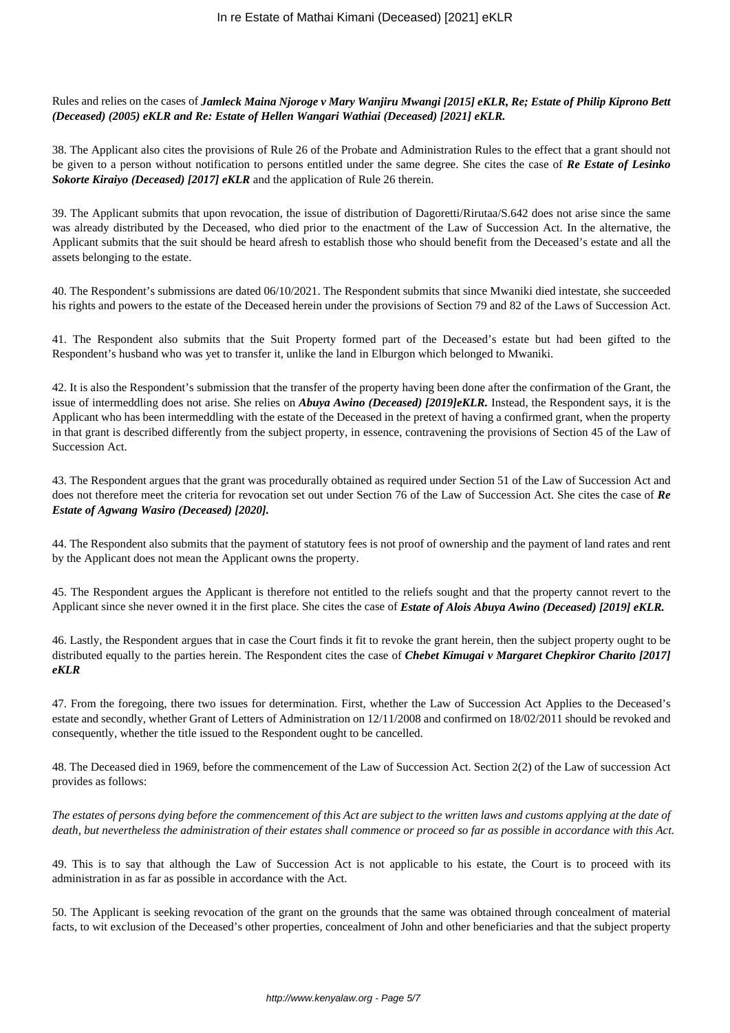Rules and relies on the cases of ***Jamleck Maina Njoroge v Mary Wanjiru Mwangi [2015] eKLR, Re; Estate of Philip Kiprono Bett (Deceased) (2005) eKLR and Re: Estate of Hellen Wangari Wathiai (Deceased) [2021] eKLR.***

38. The Applicant also cites the provisions of Rule 26 of the Probate and Administration Rules to the effect that a grant should not be given to a person without notification to persons entitled under the same degree. She cites the case of ***Re Estate of Lesinko Sokorte Kiraiyo (Deceased) [2017] eKLR*** and the application of Rule 26 therein.

39. The Applicant submits that upon revocation, the issue of distribution of Dagoretti/Rirutaa/S.642 does not arise since the same was already distributed by the Deceased, who died prior to the enactment of the Law of Succession Act. In the alternative, the Applicant submits that the suit should be heard afresh to establish those who should benefit from the Deceased's estate and all the assets belonging to the estate.

40. The Respondent's submissions are dated 06/10/2021. The Respondent submits that since Mwaniki died intestate, she succeeded his rights and powers to the estate of the Deceased herein under the provisions of Section 79 and 82 of the Laws of Succession Act.

41. The Respondent also submits that the Suit Property formed part of the Deceased's estate but had been gifted to the Respondent's husband who was yet to transfer it, unlike the land in Elburgon which belonged to Mwaniki.

42. It is also the Respondent's submission that the transfer of the property having been done after the confirmation of the Grant, the issue of intermeddling does not arise. She relies on ***Abuya Awino (Deceased) [2019]eKLR.*** Instead, the Respondent says, it is the Applicant who has been intermeddling with the estate of the Deceased in the pretext of having a confirmed grant, when the property in that grant is described differently from the subject property, in essence, contravening the provisions of Section 45 of the Law of Succession Act.

43. The Respondent argues that the grant was procedurally obtained as required under Section 51 of the Law of Succession Act and does not therefore meet the criteria for revocation set out under Section 76 of the Law of Succession Act. She cites the case of ***Re Estate of Agwang Wasiro (Deceased) [2020].***

44. The Respondent also submits that the payment of statutory fees is not proof of ownership and the payment of land rates and rent by the Applicant does not mean the Applicant owns the property.

45. The Respondent argues the Applicant is therefore not entitled to the reliefs sought and that the property cannot revert to the Applicant since she never owned it in the first place. She cites the case of ***Estate of Alois Abuya Awino (Deceased) [2019] eKLR.***

46. Lastly, the Respondent argues that in case the Court finds it fit to revoke the grant herein, then the subject property ought to be distributed equally to the parties herein. The Respondent cites the case of ***Chebet Kimugai v Margaret Chepkiror Charito [2017] eKLR***

47. From the foregoing, there two issues for determination. First, whether the Law of Succession Act Applies to the Deceased's estate and secondly, whether Grant of Letters of Administration on 12/11/2008 and confirmed on 18/02/2011 should be revoked and consequently, whether the title issued to the Respondent ought to be cancelled.

48. The Deceased died in 1969, before the commencement of the Law of Succession Act. Section 2(2) of the Law of succession Act provides as follows:

*The estates of persons dying before the commencement of this Act are subject to the written laws and customs applying at the date of death, but nevertheless the administration of their estates shall commence or proceed so far as possible in accordance with this Act.*

49. This is to say that although the Law of Succession Act is not applicable to his estate, the Court is to proceed with its administration in as far as possible in accordance with the Act.

50. The Applicant is seeking revocation of the grant on the grounds that the same was obtained through concealment of material facts, to wit exclusion of the Deceased's other properties, concealment of John and other beneficiaries and that the subject property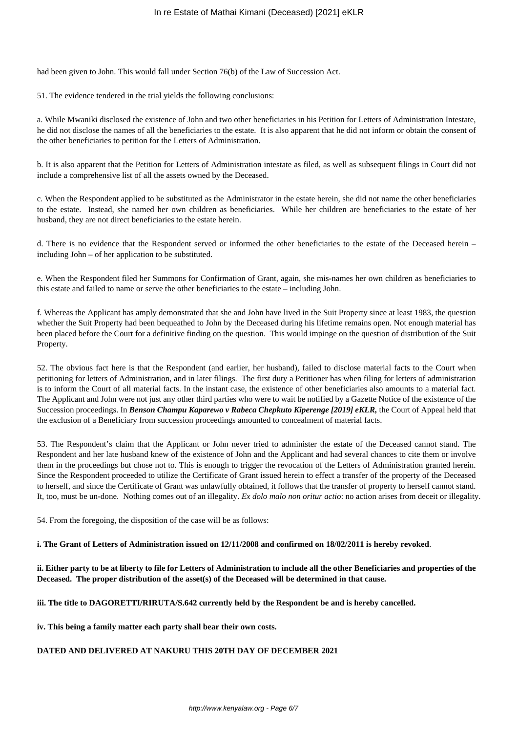had been given to John. This would fall under Section 76(b) of the Law of Succession Act.

51. The evidence tendered in the trial yields the following conclusions:

a. While Mwaniki disclosed the existence of John and two other beneficiaries in his Petition for Letters of Administration Intestate, he did not disclose the names of all the beneficiaries to the estate. It is also apparent that he did not inform or obtain the consent of the other beneficiaries to petition for the Letters of Administration.

b. It is also apparent that the Petition for Letters of Administration intestate as filed, as well as subsequent filings in Court did not include a comprehensive list of all the assets owned by the Deceased.

c. When the Respondent applied to be substituted as the Administrator in the estate herein, she did not name the other beneficiaries to the estate. Instead, she named her own children as beneficiaries. While her children are beneficiaries to the estate of her husband, they are not direct beneficiaries to the estate herein.

d. There is no evidence that the Respondent served or informed the other beneficiaries to the estate of the Deceased herein – including John – of her application to be substituted.

e. When the Respondent filed her Summons for Confirmation of Grant, again, she mis-names her own children as beneficiaries to this estate and failed to name or serve the other beneficiaries to the estate – including John.

f. Whereas the Applicant has amply demonstrated that she and John have lived in the Suit Property since at least 1983, the question whether the Suit Property had been bequeathed to John by the Deceased during his lifetime remains open. Not enough material has been placed before the Court for a definitive finding on the question. This would impinge on the question of distribution of the Suit Property.

52. The obvious fact here is that the Respondent (and earlier, her husband), failed to disclose material facts to the Court when petitioning for letters of Administration, and in later filings. The first duty a Petitioner has when filing for letters of administration is to inform the Court of all material facts. In the instant case, the existence of other beneficiaries also amounts to a material fact. The Applicant and John were not just any other third parties who were to wait be notified by a Gazette Notice of the existence of the Succession proceedings. In ***Benson Champu Kaparewo v Rabeca Chepkuto Kiperenge [2019] eKLR,*** the Court of Appeal held that the exclusion of a Beneficiary from succession proceedings amounted to concealment of material facts.

53. The Respondent's claim that the Applicant or John never tried to administer the estate of the Deceased cannot stand. The Respondent and her late husband knew of the existence of John and the Applicant and had several chances to cite them or involve them in the proceedings but chose not to. This is enough to trigger the revocation of the Letters of Administration granted herein. Since the Respondent proceeded to utilize the Certificate of Grant issued herein to effect a transfer of the property of the Deceased to herself, and since the Certificate of Grant was unlawfully obtained, it follows that the transfer of property to herself cannot stand. It, too, must be un-done. Nothing comes out of an illegality. *Ex dolo malo non oritur actio*: no action arises from deceit or illegality.

54. From the foregoing, the disposition of the case will be as follows:

**i. The Grant of Letters of Administration issued on 12/11/2008 and confirmed on 18/02/2011 is hereby revoked**.

**ii. Either party to be at liberty to file for Letters of Administration to include all the other Beneficiaries and properties of the Deceased. The proper distribution of the asset(s) of the Deceased will be determined in that cause.**

**iii. The title to DAGORETTI/RIRUTA/S.642 currently held by the Respondent be and is hereby cancelled.**

**iv. This being a family matter each party shall bear their own costs.**

**DATED AND DELIVERED AT NAKURU THIS 20TH DAY OF DECEMBER 2021**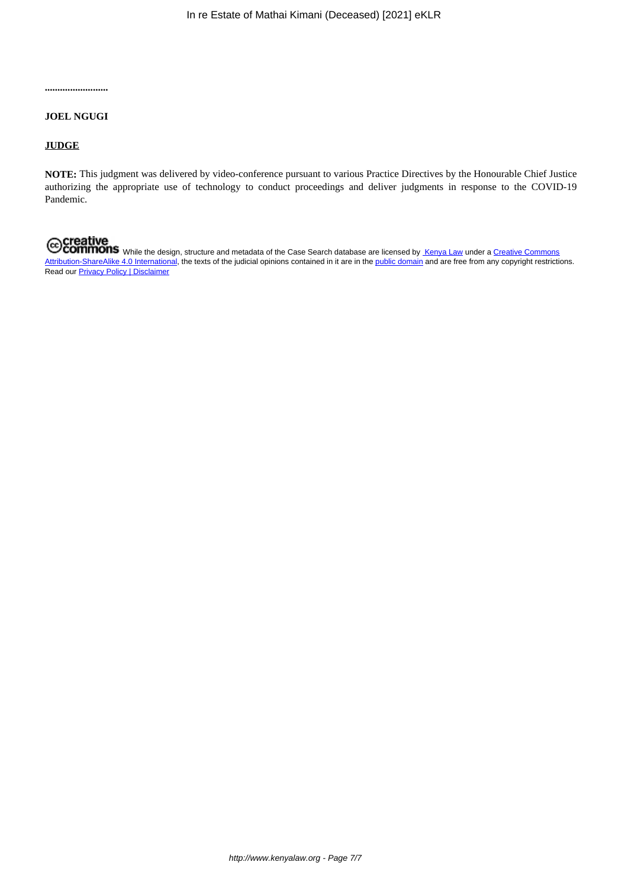.........................

**JOEL NGUGI**

**JUDGE**

**NOTE:** This judgment was delivered by video-conference pursuant to various Practice Directives by the Honourable Chief Justice authorizing the appropriate use of technology to conduct proceedings and deliver judgments in response to the COVID-19 Pandemic.

While the design, structure and metadata of the Case Search database are licensed by Kenya Law under a Creative Commons Attribution-ShareAlike 4.0 International, the texts of the judicial opinions contained in it are in the public domain and are free from any copyright restrictions. Read our Privacy Policy | Disclaimer